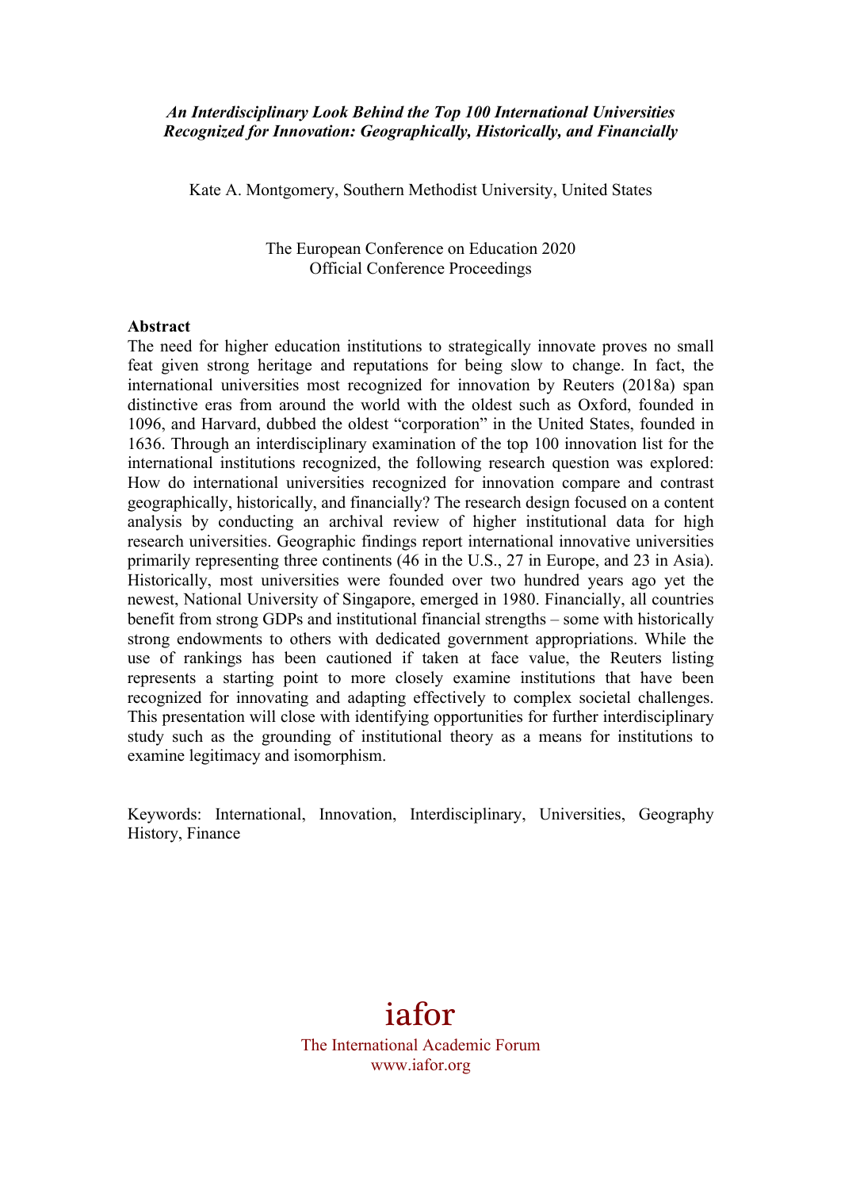***An Interdisciplinary Look Behind the Top 100 International Universities Recognized for Innovation: Geographically, Historically, and Financially***

Kate A. Montgomery, Southern Methodist University, United States

The European Conference on Education 2020
Official Conference Proceedings

**Abstract**

The need for higher education institutions to strategically innovate proves no small feat given strong heritage and reputations for being slow to change. In fact, the international universities most recognized for innovation by Reuters (2018a) span distinctive eras from around the world with the oldest such as Oxford, founded in 1096, and Harvard, dubbed the oldest "corporation" in the United States, founded in 1636. Through an interdisciplinary examination of the top 100 innovation list for the international institutions recognized, the following research question was explored: How do international universities recognized for innovation compare and contrast geographically, historically, and financially? The research design focused on a content analysis by conducting an archival review of higher institutional data for high research universities. Geographic findings report international innovative universities primarily representing three continents (46 in the U.S., 27 in Europe, and 23 in Asia). Historically, most universities were founded over two hundred years ago yet the newest, National University of Singapore, emerged in 1980. Financially, all countries benefit from strong GDPs and institutional financial strengths – some with historically strong endowments to others with dedicated government appropriations. While the use of rankings has been cautioned if taken at face value, the Reuters listing represents a starting point to more closely examine institutions that have been recognized for innovating and adapting effectively to complex societal challenges. This presentation will close with identifying opportunities for further interdisciplinary study such as the grounding of institutional theory as a means for institutions to examine legitimacy and isomorphism.

Keywords: International, Innovation, Interdisciplinary, Universities, Geography History, Finance

iafor
The International Academic Forum
www.iafor.org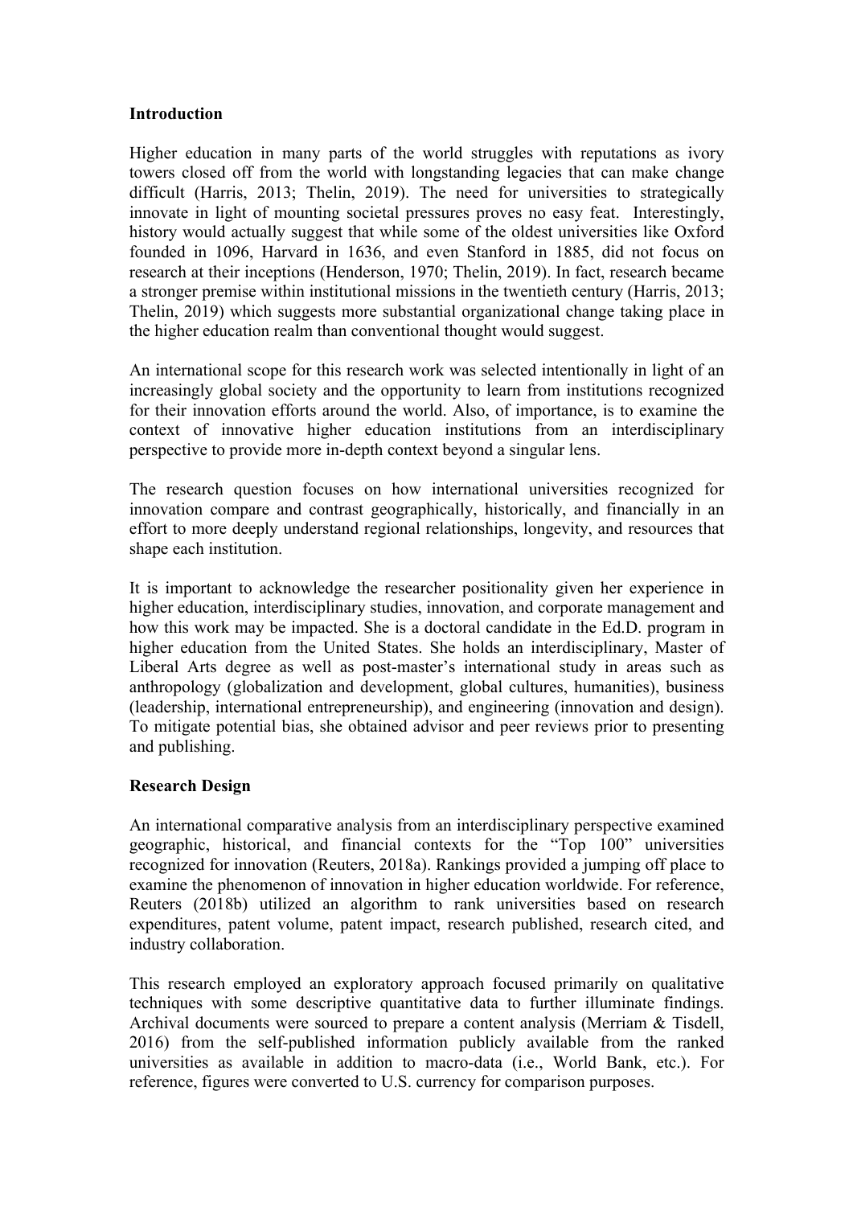**Introduction**

Higher education in many parts of the world struggles with reputations as ivory towers closed off from the world with longstanding legacies that can make change difficult (Harris, 2013; Thelin, 2019). The need for universities to strategically innovate in light of mounting societal pressures proves no easy feat. Interestingly, history would actually suggest that while some of the oldest universities like Oxford founded in 1096, Harvard in 1636, and even Stanford in 1885, did not focus on research at their inceptions (Henderson, 1970; Thelin, 2019). In fact, research became a stronger premise within institutional missions in the twentieth century (Harris, 2013; Thelin, 2019) which suggests more substantial organizational change taking place in the higher education realm than conventional thought would suggest.

An international scope for this research work was selected intentionally in light of an increasingly global society and the opportunity to learn from institutions recognized for their innovation efforts around the world. Also, of importance, is to examine the context of innovative higher education institutions from an interdisciplinary perspective to provide more in-depth context beyond a singular lens.

The research question focuses on how international universities recognized for innovation compare and contrast geographically, historically, and financially in an effort to more deeply understand regional relationships, longevity, and resources that shape each institution.

It is important to acknowledge the researcher positionality given her experience in higher education, interdisciplinary studies, innovation, and corporate management and how this work may be impacted. She is a doctoral candidate in the Ed.D. program in higher education from the United States. She holds an interdisciplinary, Master of Liberal Arts degree as well as post-master's international study in areas such as anthropology (globalization and development, global cultures, humanities), business (leadership, international entrepreneurship), and engineering (innovation and design). To mitigate potential bias, she obtained advisor and peer reviews prior to presenting and publishing.

**Research Design**

An international comparative analysis from an interdisciplinary perspective examined geographic, historical, and financial contexts for the "Top 100" universities recognized for innovation (Reuters, 2018a). Rankings provided a jumping off place to examine the phenomenon of innovation in higher education worldwide. For reference, Reuters (2018b) utilized an algorithm to rank universities based on research expenditures, patent volume, patent impact, research published, research cited, and industry collaboration.

This research employed an exploratory approach focused primarily on qualitative techniques with some descriptive quantitative data to further illuminate findings. Archival documents were sourced to prepare a content analysis (Merriam & Tisdell, 2016) from the self-published information publicly available from the ranked universities as available in addition to macro-data (i.e., World Bank, etc.). For reference, figures were converted to U.S. currency for comparison purposes.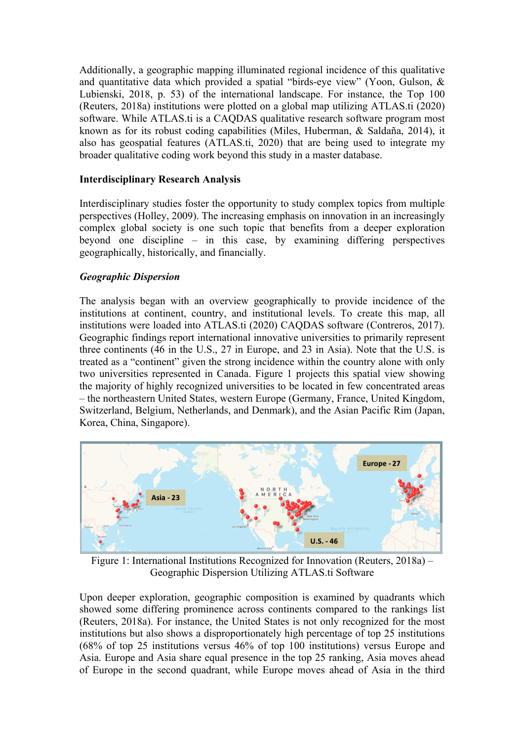Additionally, a geographic mapping illuminated regional incidence of this qualitative and quantitative data which provided a spatial "birds-eye view" (Yoon, Gulson, & Lubienski, 2018, p. 53) of the international landscape. For instance, the Top 100 (Reuters, 2018a) institutions were plotted on a global map utilizing ATLAS.ti (2020) software. While ATLAS.ti is a CAQDAS qualitative research software program most known as for its robust coding capabilities (Miles, Huberman, & Saldaña, 2014), it also has geospatial features (ATLAS.ti, 2020) that are being used to integrate my broader qualitative coding work beyond this study in a master database.

**Interdisciplinary Research Analysis**

Interdisciplinary studies foster the opportunity to study complex topics from multiple perspectives (Holley, 2009). The increasing emphasis on innovation in an increasingly complex global society is one such topic that benefits from a deeper exploration beyond one discipline – in this case, by examining differing perspectives geographically, historically, and financially.

***Geographic Dispersion***

The analysis began with an overview geographically to provide incidence of the institutions at continent, country, and institutional levels. To create this map, all institutions were loaded into ATLAS.ti (2020) CAQDAS software (Contreros, 2017). Geographic findings report international innovative universities to primarily represent three continents (46 in the U.S., 27 in Europe, and 23 in Asia). Note that the U.S. is treated as a "continent" given the strong incidence within the country alone with only two universities represented in Canada. Figure 1 projects this spatial view showing the majority of highly recognized universities to be located in few concentrated areas – the northeastern United States, western Europe (Germany, France, United Kingdom, Switzerland, Belgium, Netherlands, and Denmark), and the Asian Pacific Rim (Japan, Korea, China, Singapore).

Figure 1: International Institutions Recognized for Innovation (Reuters, 2018a) – Geographic Dispersion Utilizing ATLAS.ti Software

Upon deeper exploration, geographic composition is examined by quadrants which showed some differing prominence across continents compared to the rankings list (Reuters, 2018a). For instance, the United States is not only recognized for the most institutions but also shows a disproportionately high percentage of top 25 institutions (68% of top 25 institutions versus 46% of top 100 institutions) versus Europe and Asia. Europe and Asia share equal presence in the top 25 ranking, Asia moves ahead of Europe in the second quadrant, while Europe moves ahead of Asia in the third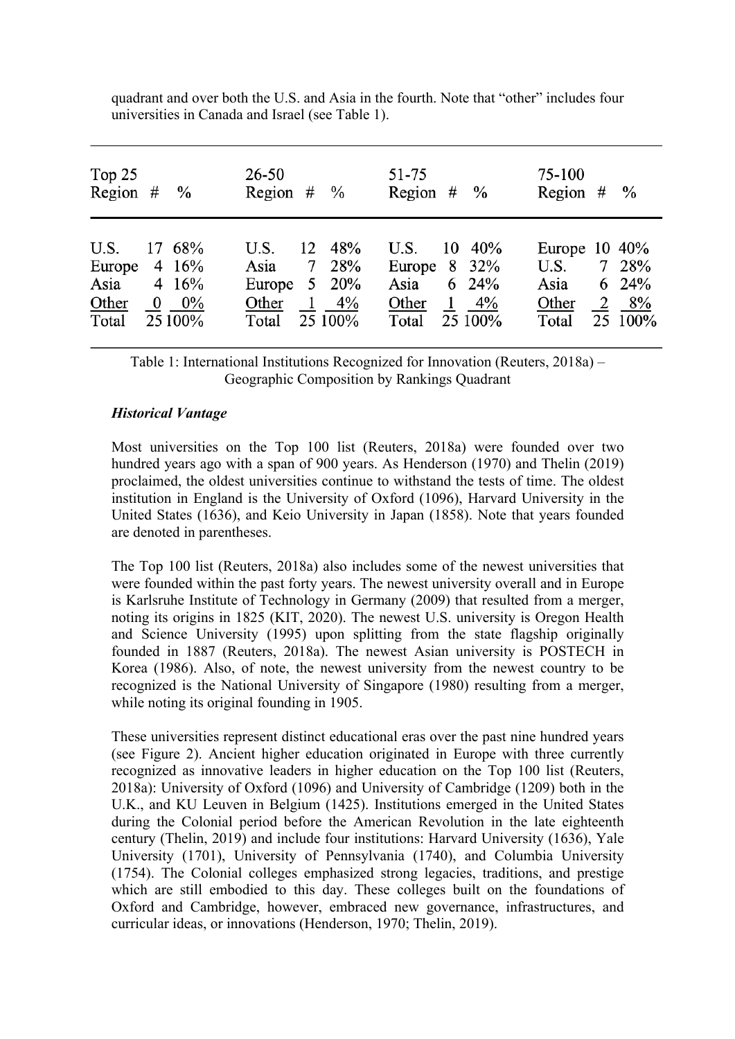quadrant and over both the U.S. and Asia in the fourth. Note that "other" includes four universities in Canada and Israel (see Table 1).

| Top 25 Region | # | % | 26-50 Region | # | % | 51-75 Region | # | % | 75-100 Region | # | % |
|---|---|---|---|---|---|---|---|---|---|---|---|
| U.S. | 17 | 68% | U.S. | 12 | 48% | U.S. | 10 | 40% | Europe | 10 | 40% |
| Europe | 4 | 16% | Asia | 7 | 28% | Europe | 8 | 32% | U.S. | 7 | 28% |
| Asia | 4 | 16% | Europe | 5 | 20% | Asia | 6 | 24% | Asia | 6 | 24% |
| Other | 0 | 0% | Other | 1 | 4% | Other | 1 | 4% | Other | 2 | 8% |
| Total | 25 | 100% | Total | 25 | 100% | Total | 25 | 100% | Total | 25 | 100% |

Table 1: International Institutions Recognized for Innovation (Reuters, 2018a) – Geographic Composition by Rankings Quadrant

***Historical Vantage***

Most universities on the Top 100 list (Reuters, 2018a) were founded over two hundred years ago with a span of 900 years. As Henderson (1970) and Thelin (2019) proclaimed, the oldest universities continue to withstand the tests of time. The oldest institution in England is the University of Oxford (1096), Harvard University in the United States (1636), and Keio University in Japan (1858). Note that years founded are denoted in parentheses.

The Top 100 list (Reuters, 2018a) also includes some of the newest universities that were founded within the past forty years. The newest university overall and in Europe is Karlsruhe Institute of Technology in Germany (2009) that resulted from a merger, noting its origins in 1825 (KIT, 2020). The newest U.S. university is Oregon Health and Science University (1995) upon splitting from the state flagship originally founded in 1887 (Reuters, 2018a). The newest Asian university is POSTECH in Korea (1986). Also, of note, the newest university from the newest country to be recognized is the National University of Singapore (1980) resulting from a merger, while noting its original founding in 1905.

These universities represent distinct educational eras over the past nine hundred years (see Figure 2). Ancient higher education originated in Europe with three currently recognized as innovative leaders in higher education on the Top 100 list (Reuters, 2018a): University of Oxford (1096) and University of Cambridge (1209) both in the U.K., and KU Leuven in Belgium (1425). Institutions emerged in the United States during the Colonial period before the American Revolution in the late eighteenth century (Thelin, 2019) and include four institutions: Harvard University (1636), Yale University (1701), University of Pennsylvania (1740), and Columbia University (1754). The Colonial colleges emphasized strong legacies, traditions, and prestige which are still embodied to this day. These colleges built on the foundations of Oxford and Cambridge, however, embraced new governance, infrastructures, and curricular ideas, or innovations (Henderson, 1970; Thelin, 2019).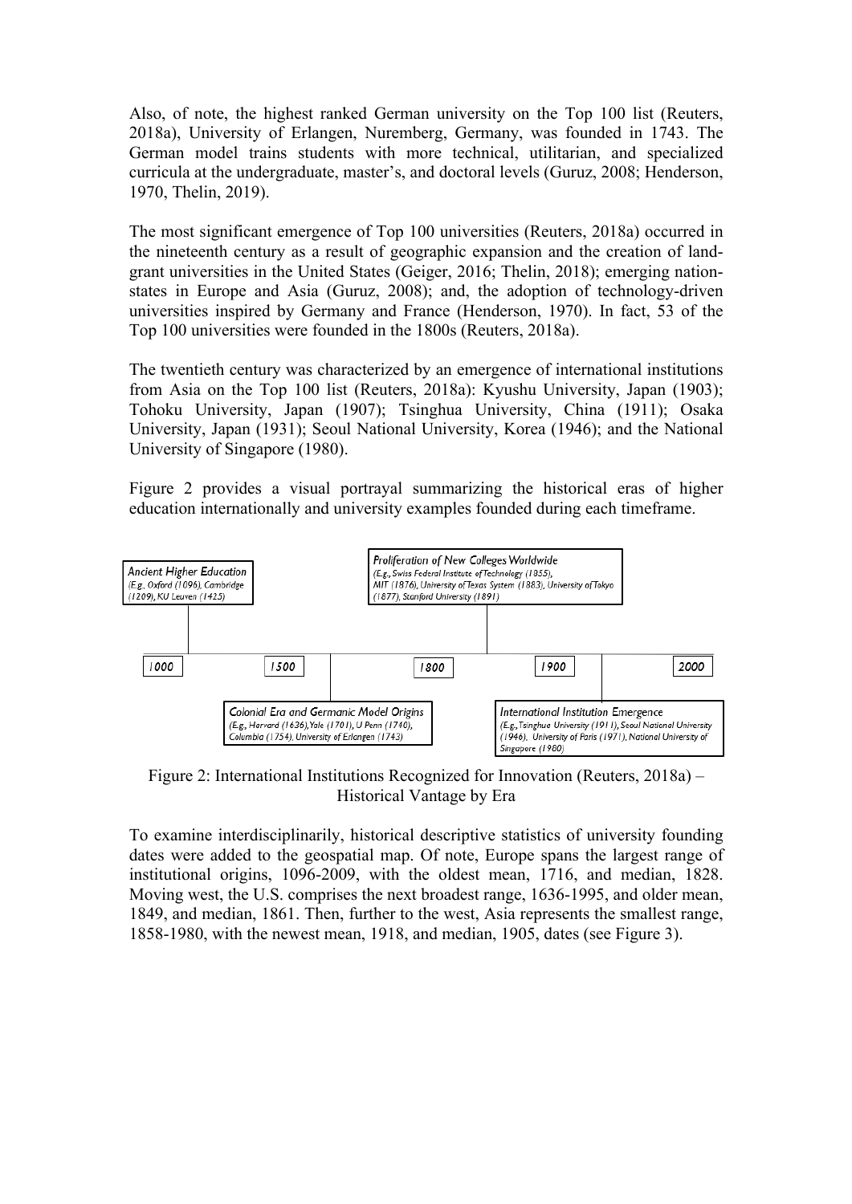Also, of note, the highest ranked German university on the Top 100 list (Reuters, 2018a), University of Erlangen, Nuremberg, Germany, was founded in 1743. The German model trains students with more technical, utilitarian, and specialized curricula at the undergraduate, master's, and doctoral levels (Guruz, 2008; Henderson, 1970, Thelin, 2019).

The most significant emergence of Top 100 universities (Reuters, 2018a) occurred in the nineteenth century as a result of geographic expansion and the creation of land-grant universities in the United States (Geiger, 2016; Thelin, 2018); emerging nation-states in Europe and Asia (Guruz, 2008); and, the adoption of technology-driven universities inspired by Germany and France (Henderson, 1970). In fact, 53 of the Top 100 universities were founded in the 1800s (Reuters, 2018a).

The twentieth century was characterized by an emergence of international institutions from Asia on the Top 100 list (Reuters, 2018a): Kyushu University, Japan (1903); Tohoku University, Japan (1907); Tsinghua University, China (1911); Osaka University, Japan (1931); Seoul National University, Korea (1946); and the National University of Singapore (1980).

Figure 2 provides a visual portrayal summarizing the historical eras of higher education internationally and university examples founded during each timeframe.

*Ancient Higher Education*
*(E.g., Oxford (1096), Cambridge (1209), KU Leuven (1425)*

*Proliferation of New Colleges Worldwide*
*(E.g., Swiss Federal Institute of Technology (1855), MIT (1876), University of Texas System (1883), University of Tokyo (1877), Stanford University (1891)*

*1000* | *1500* | *1800* | *1900* | *2000*

*Colonial Era and Germanic Model Origins*
*(E.g., Harvard (1636), Yale (1701), U Penn (1740), Columbia (1754), University of Erlangen (1743)*

*International Institution Emergence*
*(E.g., Tsinghua University (1911), Seoul National University (1946), University of Paris (1971), National University of Singapore (1980)*

Figure 2: International Institutions Recognized for Innovation (Reuters, 2018a) – Historical Vantage by Era

To examine interdisciplinarily, historical descriptive statistics of university founding dates were added to the geospatial map. Of note, Europe spans the largest range of institutional origins, 1096-2009, with the oldest mean, 1716, and median, 1828. Moving west, the U.S. comprises the next broadest range, 1636-1995, and older mean, 1849, and median, 1861. Then, further to the west, Asia represents the smallest range, 1858-1980, with the newest mean, 1918, and median, 1905, dates (see Figure 3).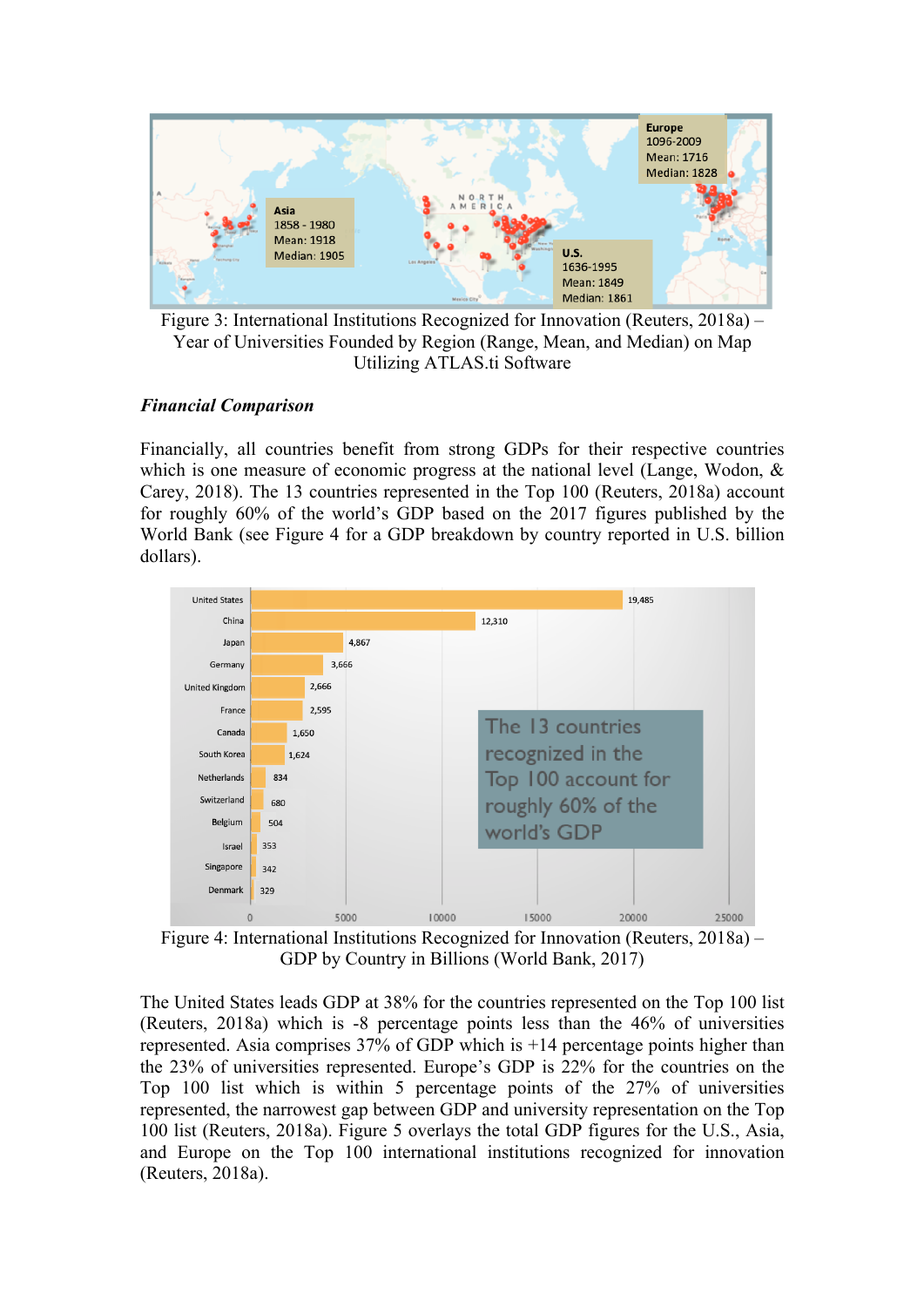Figure 3: International Institutions Recognized for Innovation (Reuters, 2018a) – Year of Universities Founded by Region (Range, Mean, and Median) on Map Utilizing ATLAS.ti Software

### *Financial Comparison*

Financially, all countries benefit from strong GDPs for their respective countries which is one measure of economic progress at the national level (Lange, Wodon, & Carey, 2018). The 13 countries represented in the Top 100 (Reuters, 2018a) account for roughly 60% of the world's GDP based on the 2017 figures published by the World Bank (see Figure 4 for a GDP breakdown by country reported in U.S. billion dollars).

Figure 4: International Institutions Recognized for Innovation (Reuters, 2018a) – GDP by Country in Billions (World Bank, 2017)

The United States leads GDP at 38% for the countries represented on the Top 100 list (Reuters, 2018a) which is -8 percentage points less than the 46% of universities represented. Asia comprises 37% of GDP which is +14 percentage points higher than the 23% of universities represented. Europe's GDP is 22% for the countries on the Top 100 list which is within 5 percentage points of the 27% of universities represented, the narrowest gap between GDP and university representation on the Top 100 list (Reuters, 2018a). Figure 5 overlays the total GDP figures for the U.S., Asia, and Europe on the Top 100 international institutions recognized for innovation (Reuters, 2018a).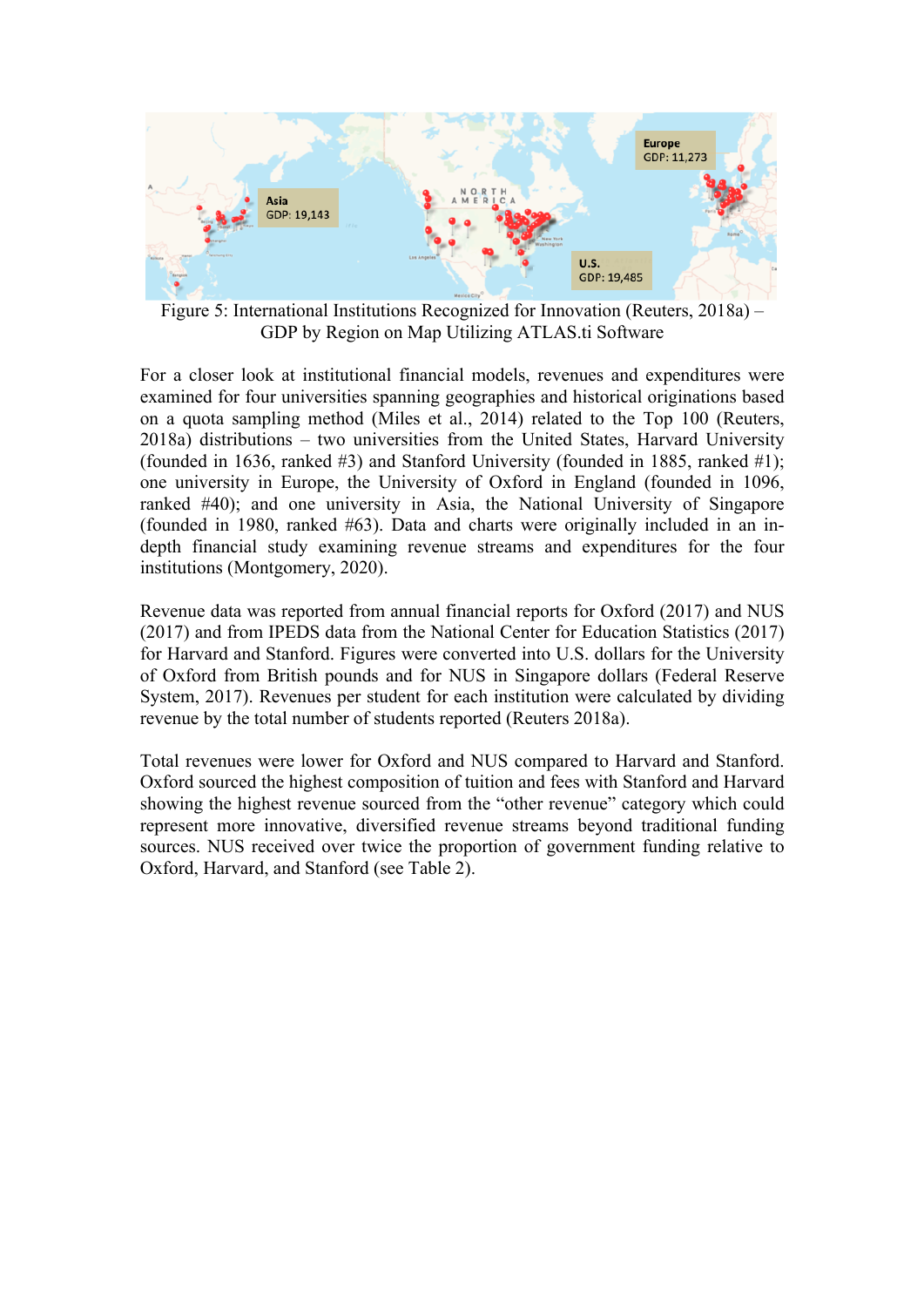Figure 5: International Institutions Recognized for Innovation (Reuters, 2018a) – GDP by Region on Map Utilizing ATLAS.ti Software

For a closer look at institutional financial models, revenues and expenditures were examined for four universities spanning geographies and historical originations based on a quota sampling method (Miles et al., 2014) related to the Top 100 (Reuters, 2018a) distributions – two universities from the United States, Harvard University (founded in 1636, ranked #3) and Stanford University (founded in 1885, ranked #1); one university in Europe, the University of Oxford in England (founded in 1096, ranked #40); and one university in Asia, the National University of Singapore (founded in 1980, ranked #63). Data and charts were originally included in an in-depth financial study examining revenue streams and expenditures for the four institutions (Montgomery, 2020).

Revenue data was reported from annual financial reports for Oxford (2017) and NUS (2017) and from IPEDS data from the National Center for Education Statistics (2017) for Harvard and Stanford. Figures were converted into U.S. dollars for the University of Oxford from British pounds and for NUS in Singapore dollars (Federal Reserve System, 2017). Revenues per student for each institution were calculated by dividing revenue by the total number of students reported (Reuters 2018a).

Total revenues were lower for Oxford and NUS compared to Harvard and Stanford. Oxford sourced the highest composition of tuition and fees with Stanford and Harvard showing the highest revenue sourced from the "other revenue" category which could represent more innovative, diversified revenue streams beyond traditional funding sources. NUS received over twice the proportion of government funding relative to Oxford, Harvard, and Stanford (see Table 2).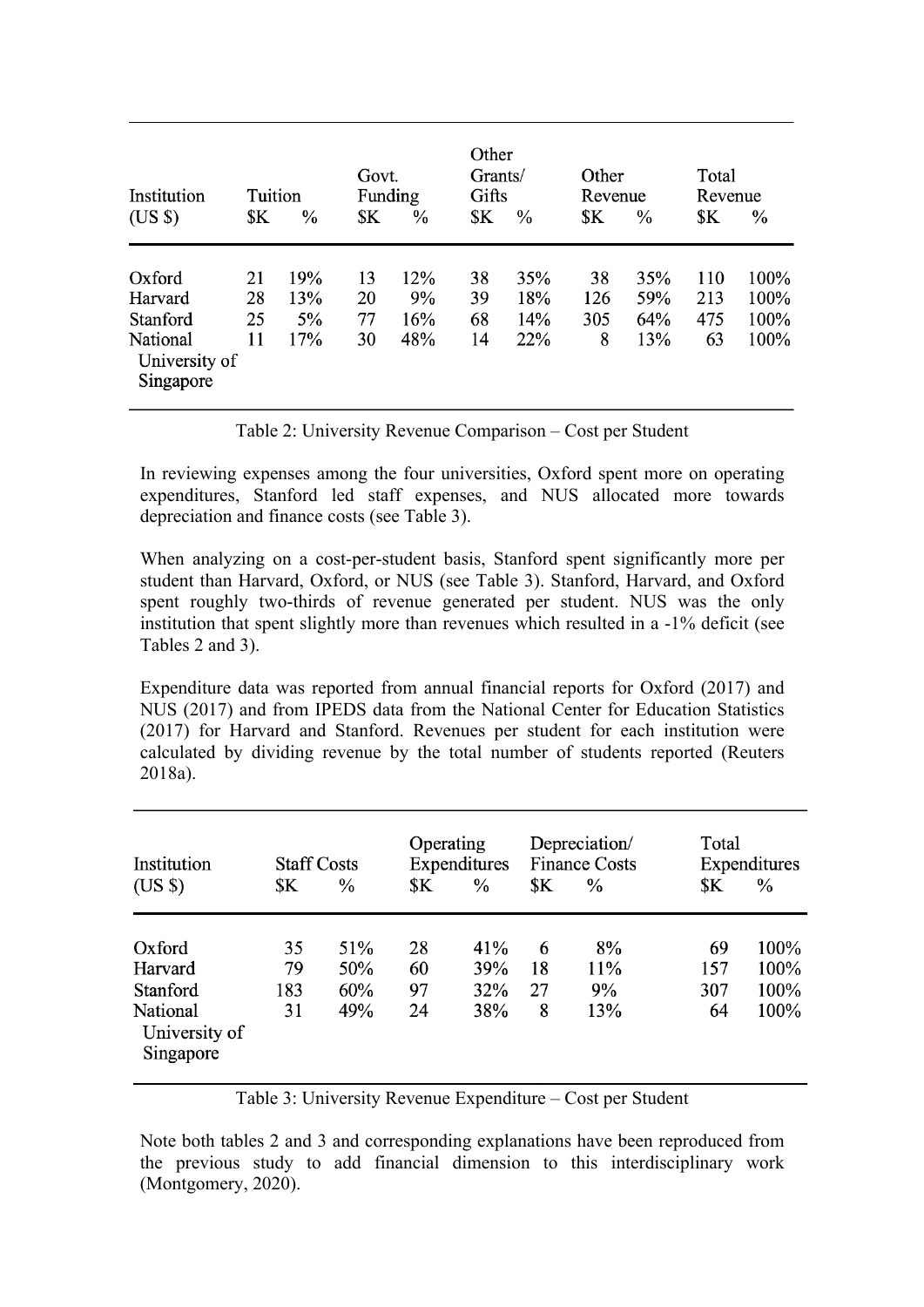| Institution (US $) | Tuition | | Govt. Funding | | Other Grants/ Gifts | | Other Revenue | | Total Revenue | |
|---|---|---|---|---|---|---|---|---|---|---|
| | $K | % | $K | % | $K | % | $K | % | $K | % |
| Oxford | 21 | 19% | 13 | 12% | 38 | 35% | 38 | 35% | 110 | 100% |
| Harvard | 28 | 13% | 20 | 9% | 39 | 18% | 126 | 59% | 213 | 100% |
| Stanford | 25 | 5% | 77 | 16% | 68 | 14% | 305 | 64% | 475 | 100% |
| National University of Singapore | 11 | 17% | 30 | 48% | 14 | 22% | 8 | 13% | 63 | 100% |

Table 2: University Revenue Comparison – Cost per Student

In reviewing expenses among the four universities, Oxford spent more on operating expenditures, Stanford led staff expenses, and NUS allocated more towards depreciation and finance costs (see Table 3).

When analyzing on a cost-per-student basis, Stanford spent significantly more per student than Harvard, Oxford, or NUS (see Table 3). Stanford, Harvard, and Oxford spent roughly two-thirds of revenue generated per student. NUS was the only institution that spent slightly more than revenues which resulted in a -1% deficit (see Tables 2 and 3).

Expenditure data was reported from annual financial reports for Oxford (2017) and NUS (2017) and from IPEDS data from the National Center for Education Statistics (2017) for Harvard and Stanford. Revenues per student for each institution were calculated by dividing revenue by the total number of students reported (Reuters 2018a).

| Institution (US $) | Staff Costs | | Operating Expenditures | | Depreciation/ Finance Costs | | Total Expenditures | |
|---|---|---|---|---|---|---|---|---|
| | $K | % | $K | % | $K | % | $K | % |
| Oxford | 35 | 51% | 28 | 41% | 6 | 8% | 69 | 100% |
| Harvard | 79 | 50% | 60 | 39% | 18 | 11% | 157 | 100% |
| Stanford | 183 | 60% | 97 | 32% | 27 | 9% | 307 | 100% |
| National University of Singapore | 31 | 49% | 24 | 38% | 8 | 13% | 64 | 100% |

Table 3: University Revenue Expenditure – Cost per Student

Note both tables 2 and 3 and corresponding explanations have been reproduced from the previous study to add financial dimension to this interdisciplinary work (Montgomery, 2020).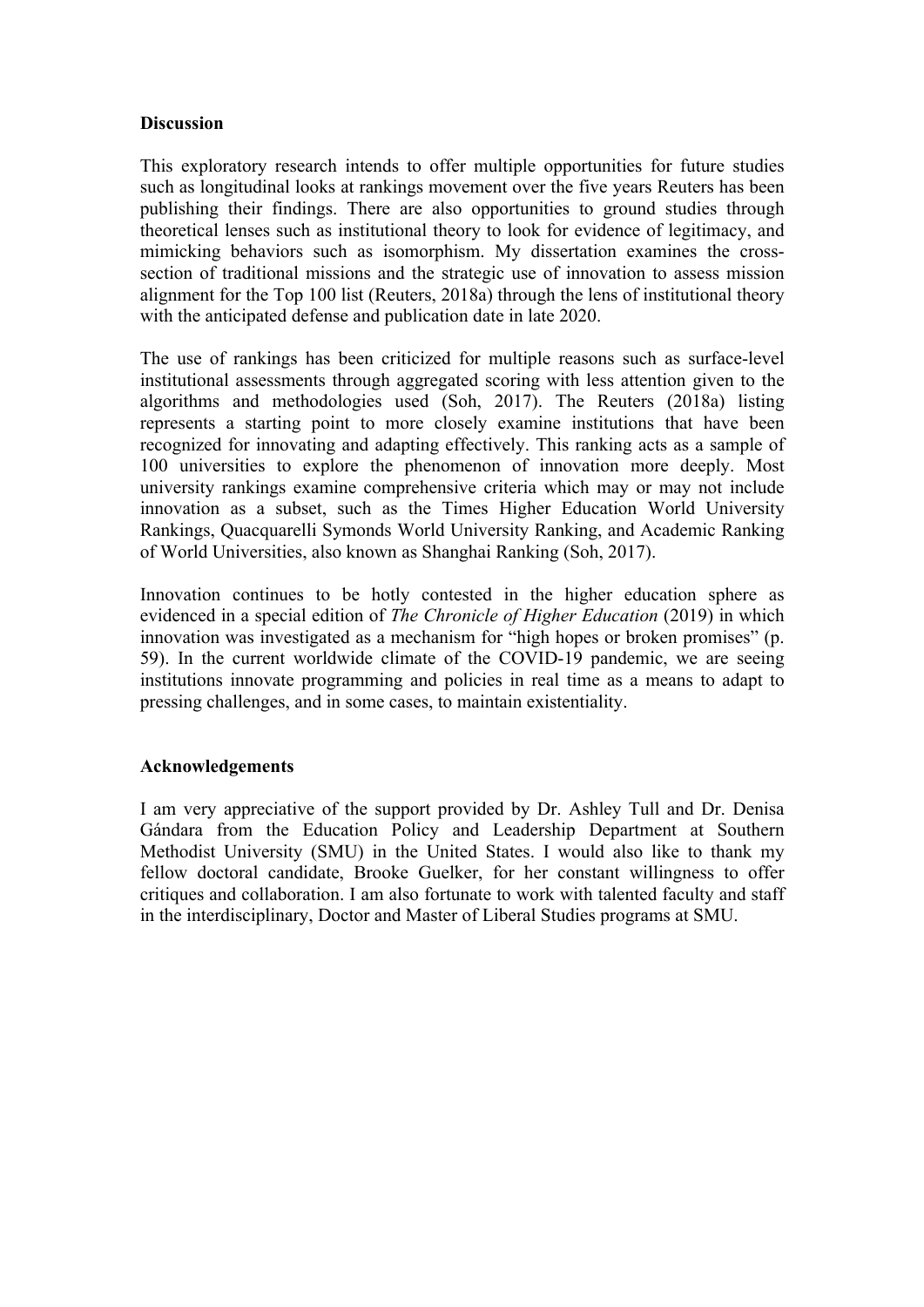## Discussion

This exploratory research intends to offer multiple opportunities for future studies such as longitudinal looks at rankings movement over the five years Reuters has been publishing their findings. There are also opportunities to ground studies through theoretical lenses such as institutional theory to look for evidence of legitimacy, and mimicking behaviors such as isomorphism. My dissertation examines the cross-section of traditional missions and the strategic use of innovation to assess mission alignment for the Top 100 list (Reuters, 2018a) through the lens of institutional theory with the anticipated defense and publication date in late 2020.

The use of rankings has been criticized for multiple reasons such as surface-level institutional assessments through aggregated scoring with less attention given to the algorithms and methodologies used (Soh, 2017). The Reuters (2018a) listing represents a starting point to more closely examine institutions that have been recognized for innovating and adapting effectively. This ranking acts as a sample of 100 universities to explore the phenomenon of innovation more deeply. Most university rankings examine comprehensive criteria which may or may not include innovation as a subset, such as the Times Higher Education World University Rankings, Quacquarelli Symonds World University Ranking, and Academic Ranking of World Universities, also known as Shanghai Ranking (Soh, 2017).

Innovation continues to be hotly contested in the higher education sphere as evidenced in a special edition of *The Chronicle of Higher Education* (2019) in which innovation was investigated as a mechanism for "high hopes or broken promises" (p. 59). In the current worldwide climate of the COVID-19 pandemic, we are seeing institutions innovate programming and policies in real time as a means to adapt to pressing challenges, and in some cases, to maintain existentiality.

## Acknowledgements

I am very appreciative of the support provided by Dr. Ashley Tull and Dr. Denisa Gándara from the Education Policy and Leadership Department at Southern Methodist University (SMU) in the United States. I would also like to thank my fellow doctoral candidate, Brooke Guelker, for her constant willingness to offer critiques and collaboration. I am also fortunate to work with talented faculty and staff in the interdisciplinary, Doctor and Master of Liberal Studies programs at SMU.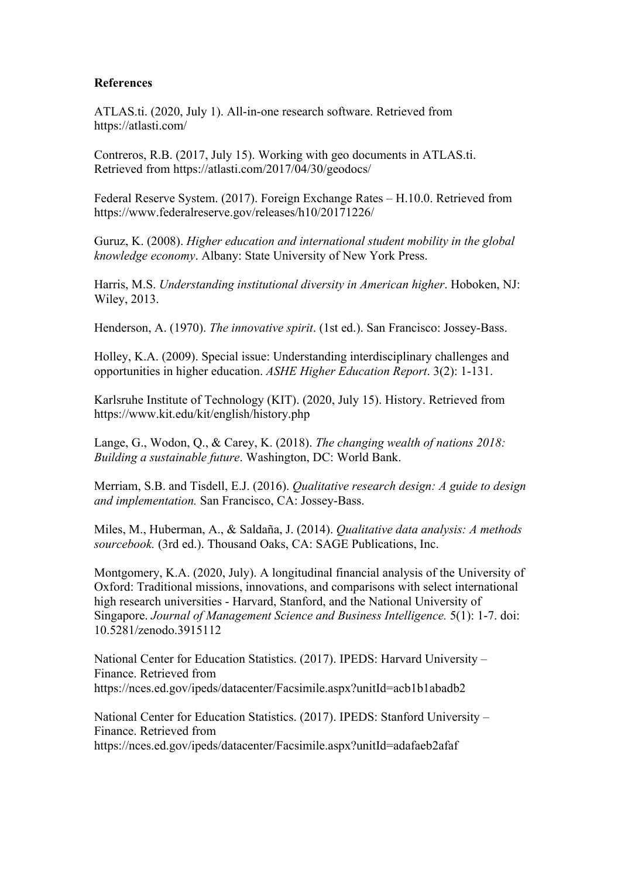**References**

ATLAS.ti. (2020, July 1). All-in-one research software. Retrieved from https://atlasti.com/

Contreros, R.B. (2017, July 15). Working with geo documents in ATLAS.ti. Retrieved from https://atlasti.com/2017/04/30/geodocs/

Federal Reserve System. (2017). Foreign Exchange Rates – H.10.0. Retrieved from https://www.federalreserve.gov/releases/h10/20171226/

Guruz, K. (2008). *Higher education and international student mobility in the global knowledge economy*. Albany: State University of New York Press.

Harris, M.S. *Understanding institutional diversity in American higher*. Hoboken, NJ: Wiley, 2013.

Henderson, A. (1970). *The innovative spirit*. (1st ed.). San Francisco: Jossey-Bass.

Holley, K.A. (2009). Special issue: Understanding interdisciplinary challenges and opportunities in higher education. *ASHE Higher Education Report*. 3(2): 1-131.

Karlsruhe Institute of Technology (KIT). (2020, July 15). History. Retrieved from https://www.kit.edu/kit/english/history.php

Lange, G., Wodon, Q., & Carey, K. (2018). *The changing wealth of nations 2018: Building a sustainable future*. Washington, DC: World Bank.

Merriam, S.B. and Tisdell, E.J. (2016). *Qualitative research design: A guide to design and implementation.* San Francisco, CA: Jossey-Bass.

Miles, M., Huberman, A., & Saldaña, J. (2014). *Qualitative data analysis: A methods sourcebook.* (3rd ed.). Thousand Oaks, CA: SAGE Publications, Inc.

Montgomery, K.A. (2020, July). A longitudinal financial analysis of the University of Oxford: Traditional missions, innovations, and comparisons with select international high research universities - Harvard, Stanford, and the National University of Singapore. *Journal of Management Science and Business Intelligence.* 5(1): 1-7. doi: 10.5281/zenodo.3915112

National Center for Education Statistics. (2017). IPEDS: Harvard University – Finance. Retrieved from https://nces.ed.gov/ipeds/datacenter/Facsimile.aspx?unitId=acb1b1abadb2

National Center for Education Statistics. (2017). IPEDS: Stanford University – Finance. Retrieved from https://nces.ed.gov/ipeds/datacenter/Facsimile.aspx?unitId=adafaeb2afaf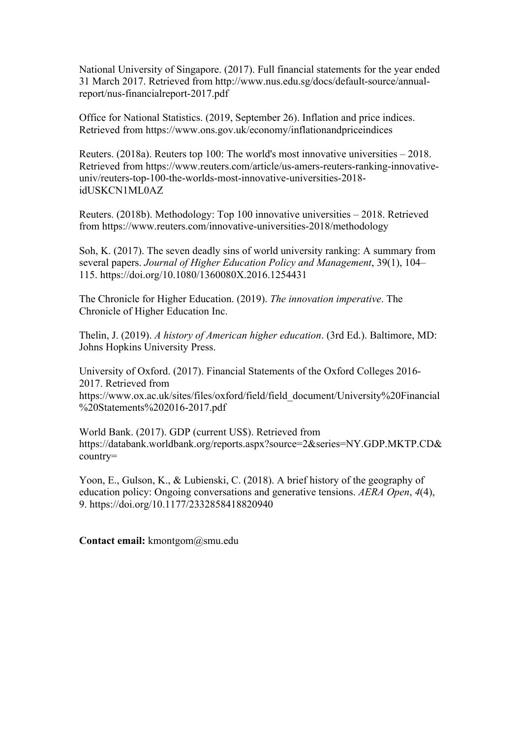National University of Singapore. (2017). Full financial statements for the year ended 31 March 2017. Retrieved from http://www.nus.edu.sg/docs/default-source/annual-report/nus-financialreport-2017.pdf

Office for National Statistics. (2019, September 26). Inflation and price indices. Retrieved from https://www.ons.gov.uk/economy/inflationandpriceindices

Reuters. (2018a). Reuters top 100: The world's most innovative universities – 2018. Retrieved from https://www.reuters.com/article/us-amers-reuters-ranking-innovative-univ/reuters-top-100-the-worlds-most-innovative-universities-2018-idUSKCN1ML0AZ

Reuters. (2018b). Methodology: Top 100 innovative universities – 2018. Retrieved from https://www.reuters.com/innovative-universities-2018/methodology

Soh, K. (2017). The seven deadly sins of world university ranking: A summary from several papers. *Journal of Higher Education Policy and Management*, 39(1), 104–115. https://doi.org/10.1080/1360080X.2016.1254431

The Chronicle for Higher Education. (2019). *The innovation imperative*. The Chronicle of Higher Education Inc.

Thelin, J. (2019). *A history of American higher education*. (3rd Ed.). Baltimore, MD: Johns Hopkins University Press.

University of Oxford. (2017). Financial Statements of the Oxford Colleges 2016-2017. Retrieved from https://www.ox.ac.uk/sites/files/oxford/field/field_document/University%20Financial%20Statements%202016-2017.pdf

World Bank. (2017). GDP (current US$). Retrieved from https://databank.worldbank.org/reports.aspx?source=2&series=NY.GDP.MKTP.CD&country=

Yoon, E., Gulson, K., & Lubienski, C. (2018). A brief history of the geography of education policy: Ongoing conversations and generative tensions. *AERA Open*, *4*(4), 9. https://doi.org/10.1177/2332858418820940

**Contact email:** kmontgom@smu.edu